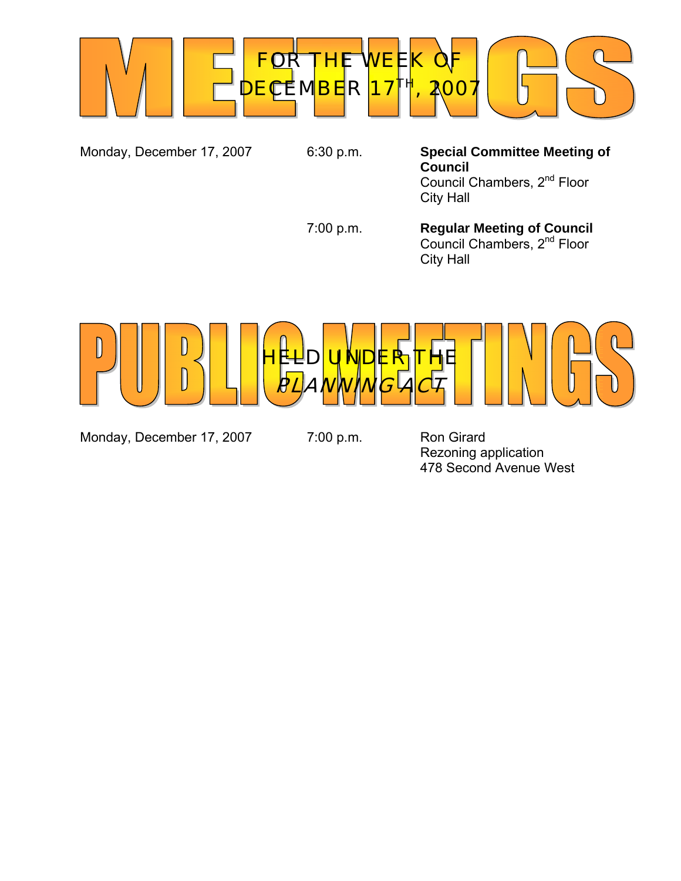# MEETINGS

## FOR THE WEEK OF DECEMBER 17TH, 2007

| | | |
|---|---|---|
| Monday, December 17, 2007 | 6:30 p.m. | **Special Committee Meeting of Council**<br>Council Chambers, 2nd Floor<br>City Hall |
| | 7:00 p.m. | **Regular Meeting of Council**<br>Council Chambers, 2nd Floor<br>City Hall |

# PUBLIC MEETINGS

## HELD UNDER THE *PLANNING ACT*

| | | |
|---|---|---|
| Monday, December 17, 2007 | 7:00 p.m. | Ron Girard<br>Rezoning application<br>478 Second Avenue West |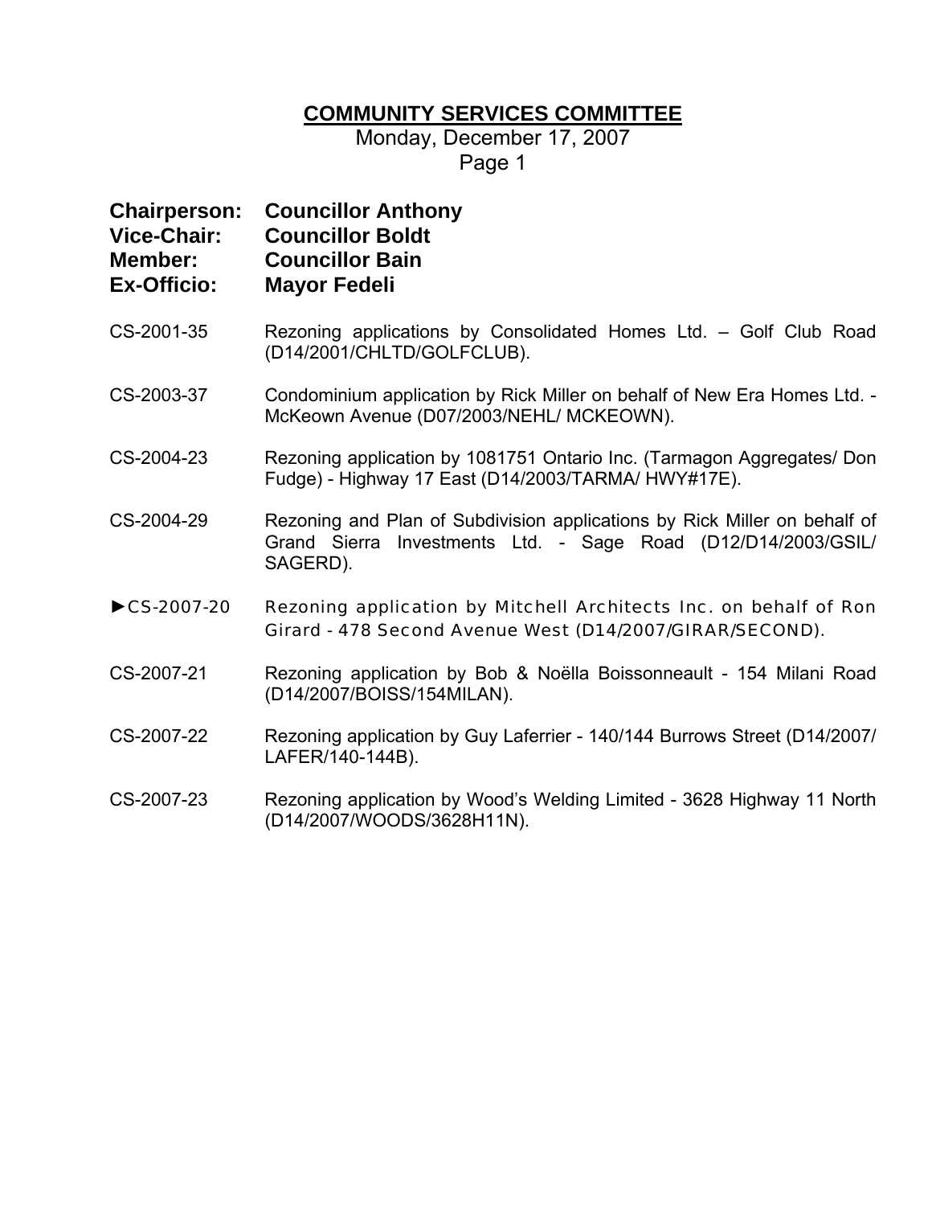**COMMUNITY SERVICES COMMITTEE**

Monday, December 17, 2007

**Chairperson: Councillor Anthony**
**Vice-Chair: Councillor Boldt**
**Member: Councillor Bain**
**Ex-Officio: Mayor Fedeli**

CS-2001-35 Rezoning applications by Consolidated Homes Ltd. – Golf Club Road (D14/2001/CHLTD/GOLFCLUB).

CS-2003-37 Condominium application by Rick Miller on behalf of New Era Homes Ltd. - McKeown Avenue (D07/2003/NEHL/ MCKEOWN).

CS-2004-23 Rezoning application by 1081751 Ontario Inc. (Tarmagon Aggregates/ Don Fudge) - Highway 17 East (D14/2003/TARMA/ HWY#17E).

CS-2004-29 Rezoning and Plan of Subdivision applications by Rick Miller on behalf of Grand Sierra Investments Ltd. - Sage Road (D12/D14/2003/GSIL/ SAGERD).

►CS-2007-20 Rezoning application by Mitchell Architects Inc. on behalf of Ron Girard - 478 Second Avenue West (D14/2007/GIRAR/SECOND).

CS-2007-21 Rezoning application by Bob & Noëlla Boissonneault - 154 Milani Road (D14/2007/BOISS/154MILAN).

CS-2007-22 Rezoning application by Guy Laferrier - 140/144 Burrows Street (D14/2007/ LAFER/140-144B).

CS-2007-23 Rezoning application by Wood's Welding Limited - 3628 Highway 11 North (D14/2007/WOODS/3628H11N).